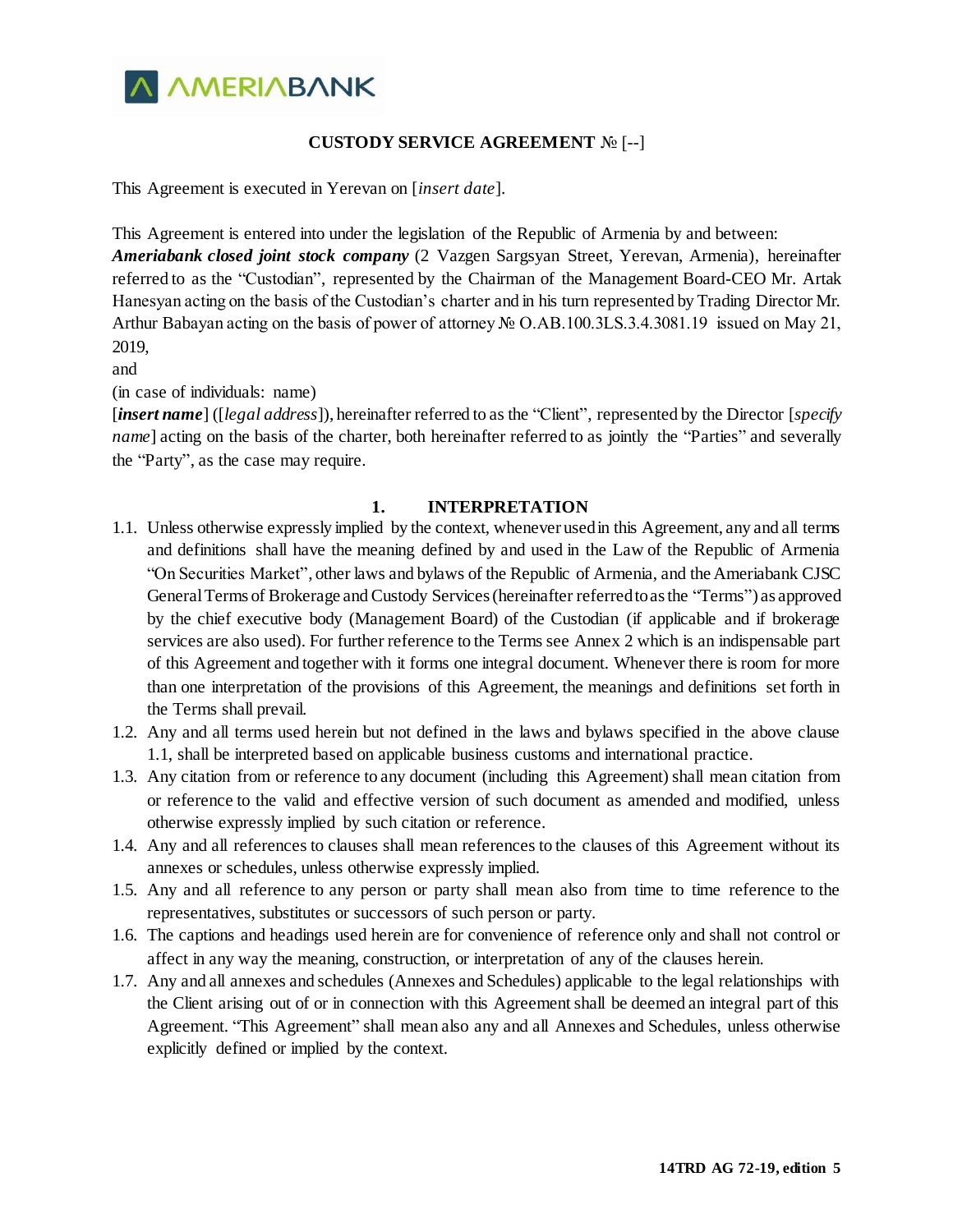**CUSTODY SERVICE AGREEMENT № [--]**

This Agreement is executed in Yerevan on [*insert date*].

This Agreement is entered into under the legislation of the Republic of Armenia by and between:
***Ameriabank closed joint stock company*** (2 Vazgen Sargsyan Street, Yerevan, Armenia), hereinafter referred to as the "Custodian", represented by the Chairman of the Management Board-CEO Mr. Artak Hanesyan acting on the basis of the Custodian's charter and in his turn represented by Trading Director Mr. Arthur Babayan acting on the basis of power of attorney № O.AB.100.3LS.3.4.3081.19 issued on May 21, 2019,
and
(in case of individuals: name)
[***insert name***] ([*legal address*]), hereinafter referred to as the "Client", represented by the Director [*specify name*] acting on the basis of the charter, both hereinafter referred to as jointly the "Parties" and severally the "Party", as the case may require.

## 1. INTERPRETATION

1.1. Unless otherwise expressly implied by the context, whenever used in this Agreement, any and all terms and definitions shall have the meaning defined by and used in the Law of the Republic of Armenia "On Securities Market", other laws and bylaws of the Republic of Armenia, and the Ameriabank CJSC General Terms of Brokerage and Custody Services (hereinafter referred to as the "Terms") as approved by the chief executive body (Management Board) of the Custodian (if applicable and if brokerage services are also used). For further reference to the Terms see Annex 2 which is an indispensable part of this Agreement and together with it forms one integral document. Whenever there is room for more than one interpretation of the provisions of this Agreement, the meanings and definitions set forth in the Terms shall prevail.

1.2. Any and all terms used herein but not defined in the laws and bylaws specified in the above clause 1.1, shall be interpreted based on applicable business customs and international practice.

1.3. Any citation from or reference to any document (including this Agreement) shall mean citation from or reference to the valid and effective version of such document as amended and modified, unless otherwise expressly implied by such citation or reference.

1.4. Any and all references to clauses shall mean references to the clauses of this Agreement without its annexes or schedules, unless otherwise expressly implied.

1.5. Any and all reference to any person or party shall mean also from time to time reference to the representatives, substitutes or successors of such person or party.

1.6. The captions and headings used herein are for convenience of reference only and shall not control or affect in any way the meaning, construction, or interpretation of any of the clauses herein.

1.7. Any and all annexes and schedules (Annexes and Schedules) applicable to the legal relationships with the Client arising out of or in connection with this Agreement shall be deemed an integral part of this Agreement. "This Agreement" shall mean also any and all Annexes and Schedules, unless otherwise explicitly defined or implied by the context.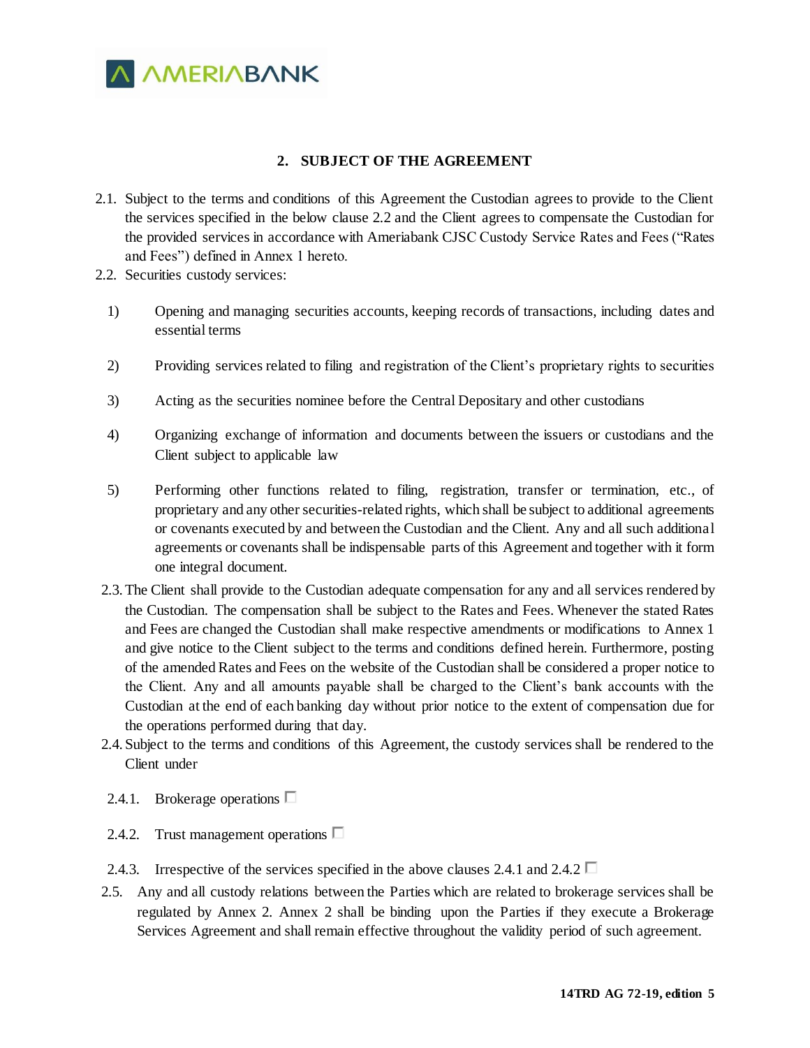## 2. SUBJECT OF THE AGREEMENT

2.1. Subject to the terms and conditions of this Agreement the Custodian agrees to provide to the Client the services specified in the below clause 2.2 and the Client agrees to compensate the Custodian for the provided services in accordance with Ameriabank CJSC Custody Service Rates and Fees ("Rates and Fees") defined in Annex 1 hereto.

2.2. Securities custody services:

1) Opening and managing securities accounts, keeping records of transactions, including dates and essential terms

2) Providing services related to filing and registration of the Client's proprietary rights to securities

3) Acting as the securities nominee before the Central Depositary and other custodians

4) Organizing exchange of information and documents between the issuers or custodians and the Client subject to applicable law

5) Performing other functions related to filing, registration, transfer or termination, etc., of proprietary and any other securities-related rights, which shall be subject to additional agreements or covenants executed by and between the Custodian and the Client. Any and all such additional agreements or covenants shall be indispensable parts of this Agreement and together with it form one integral document.

2.3. The Client shall provide to the Custodian adequate compensation for any and all services rendered by the Custodian. The compensation shall be subject to the Rates and Fees. Whenever the stated Rates and Fees are changed the Custodian shall make respective amendments or modifications to Annex 1 and give notice to the Client subject to the terms and conditions defined herein. Furthermore, posting of the amended Rates and Fees on the website of the Custodian shall be considered a proper notice to the Client. Any and all amounts payable shall be charged to the Client's bank accounts with the Custodian at the end of each banking day without prior notice to the extent of compensation due for the operations performed during that day.

2.4. Subject to the terms and conditions of this Agreement, the custody services shall be rendered to the Client under

2.4.1. Brokerage operations ☐

2.4.2. Trust management operations ☐

2.4.3. Irrespective of the services specified in the above clauses 2.4.1 and 2.4.2 ☐

2.5. Any and all custody relations between the Parties which are related to brokerage services shall be regulated by Annex 2. Annex 2 shall be binding upon the Parties if they execute a Brokerage Services Agreement and shall remain effective throughout the validity period of such agreement.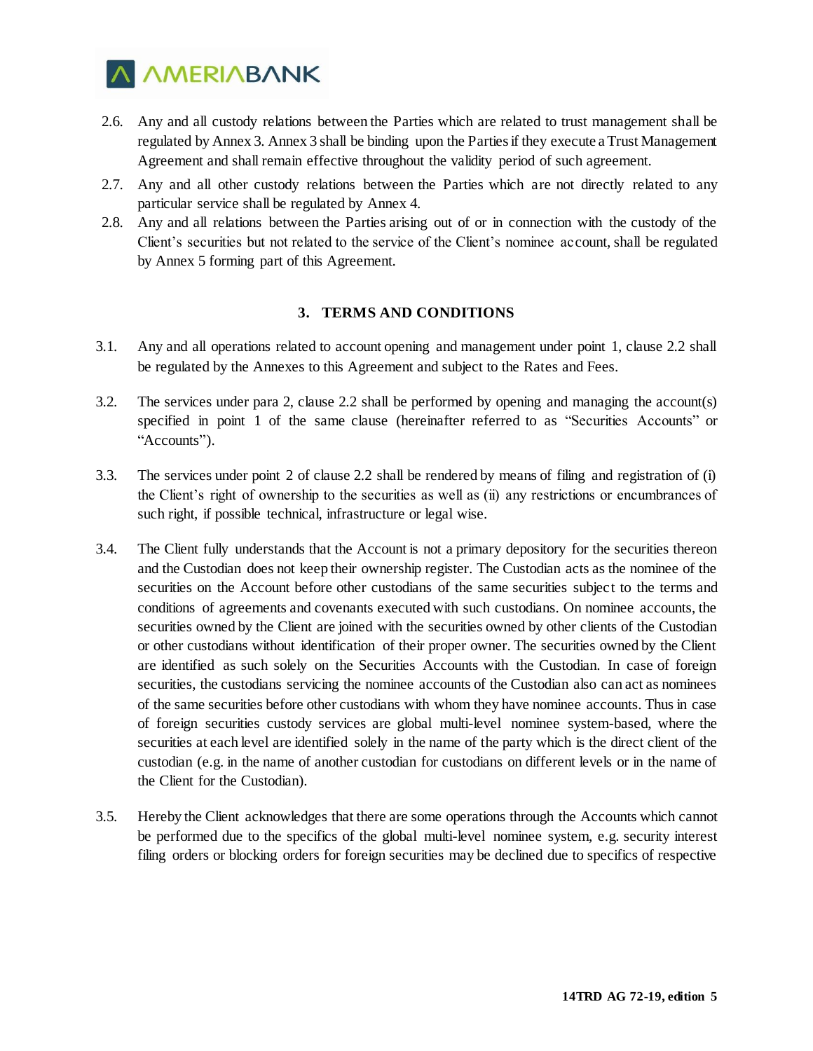2.6. Any and all custody relations between the Parties which are related to trust management shall be regulated by Annex 3. Annex 3 shall be binding upon the Parties if they execute a Trust Management Agreement and shall remain effective throughout the validity period of such agreement.

2.7. Any and all other custody relations between the Parties which are not directly related to any particular service shall be regulated by Annex 4.

2.8. Any and all relations between the Parties arising out of or in connection with the custody of the Client's securities but not related to the service of the Client's nominee account, shall be regulated by Annex 5 forming part of this Agreement.

## 3. TERMS AND CONDITIONS

3.1. Any and all operations related to account opening and management under point 1, clause 2.2 shall be regulated by the Annexes to this Agreement and subject to the Rates and Fees.

3.2. The services under para 2, clause 2.2 shall be performed by opening and managing the account(s) specified in point 1 of the same clause (hereinafter referred to as "Securities Accounts" or "Accounts").

3.3. The services under point 2 of clause 2.2 shall be rendered by means of filing and registration of (i) the Client's right of ownership to the securities as well as (ii) any restrictions or encumbrances of such right, if possible technical, infrastructure or legal wise.

3.4. The Client fully understands that the Account is not a primary depository for the securities thereon and the Custodian does not keep their ownership register. The Custodian acts as the nominee of the securities on the Account before other custodians of the same securities subject to the terms and conditions of agreements and covenants executed with such custodians. On nominee accounts, the securities owned by the Client are joined with the securities owned by other clients of the Custodian or other custodians without identification of their proper owner. The securities owned by the Client are identified as such solely on the Securities Accounts with the Custodian. In case of foreign securities, the custodians servicing the nominee accounts of the Custodian also can act as nominees of the same securities before other custodians with whom they have nominee accounts. Thus in case of foreign securities custody services are global multi-level nominee system-based, where the securities at each level are identified solely in the name of the party which is the direct client of the custodian (e.g. in the name of another custodian for custodians on different levels or in the name of the Client for the Custodian).

3.5. Hereby the Client acknowledges that there are some operations through the Accounts which cannot be performed due to the specifics of the global multi-level nominee system, e.g. security interest filing orders or blocking orders for foreign securities may be declined due to specifics of respective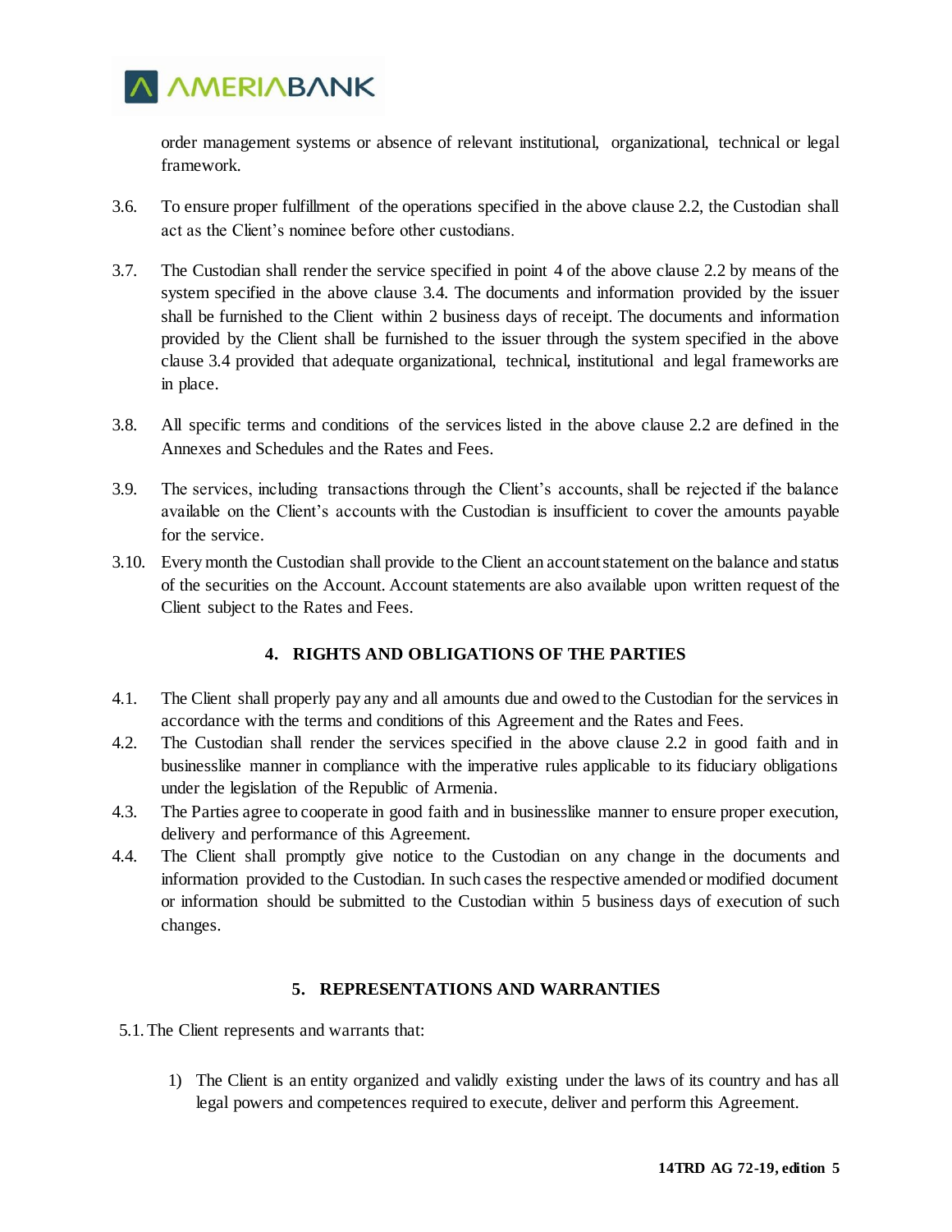order management systems or absence of relevant institutional, organizational, technical or legal framework.

3.6. To ensure proper fulfillment of the operations specified in the above clause 2.2, the Custodian shall act as the Client's nominee before other custodians.

3.7. The Custodian shall render the service specified in point 4 of the above clause 2.2 by means of the system specified in the above clause 3.4. The documents and information provided by the issuer shall be furnished to the Client within 2 business days of receipt. The documents and information provided by the Client shall be furnished to the issuer through the system specified in the above clause 3.4 provided that adequate organizational, technical, institutional and legal frameworks are in place.

3.8. All specific terms and conditions of the services listed in the above clause 2.2 are defined in the Annexes and Schedules and the Rates and Fees.

3.9. The services, including transactions through the Client's accounts, shall be rejected if the balance available on the Client's accounts with the Custodian is insufficient to cover the amounts payable for the service.

3.10. Every month the Custodian shall provide to the Client an account statement on the balance and status of the securities on the Account. Account statements are also available upon written request of the Client subject to the Rates and Fees.

## 4. RIGHTS AND OBLIGATIONS OF THE PARTIES

4.1. The Client shall properly pay any and all amounts due and owed to the Custodian for the services in accordance with the terms and conditions of this Agreement and the Rates and Fees.

4.2. The Custodian shall render the services specified in the above clause 2.2 in good faith and in businesslike manner in compliance with the imperative rules applicable to its fiduciary obligations under the legislation of the Republic of Armenia.

4.3. The Parties agree to cooperate in good faith and in businesslike manner to ensure proper execution, delivery and performance of this Agreement.

4.4. The Client shall promptly give notice to the Custodian on any change in the documents and information provided to the Custodian. In such cases the respective amended or modified document or information should be submitted to the Custodian within 5 business days of execution of such changes.

## 5. REPRESENTATIONS AND WARRANTIES

5.1. The Client represents and warrants that:

1) The Client is an entity organized and validly existing under the laws of its country and has all legal powers and competences required to execute, deliver and perform this Agreement.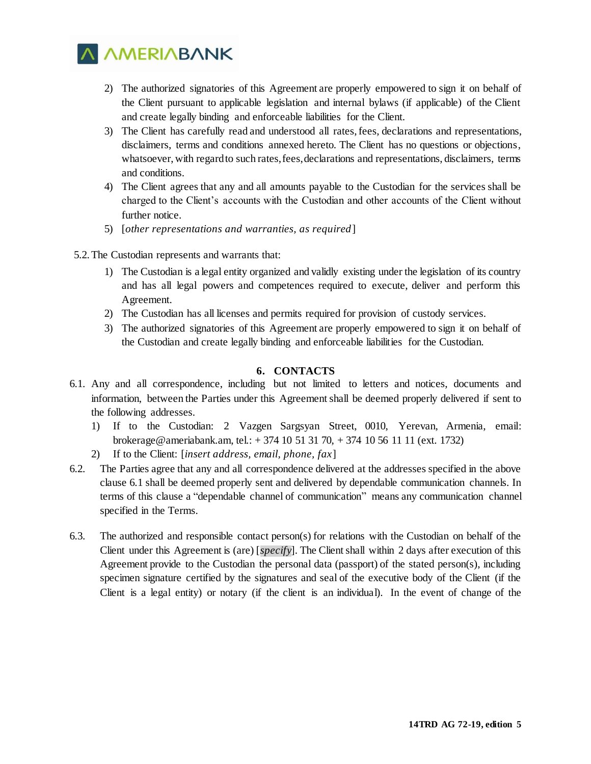2) The authorized signatories of this Agreement are properly empowered to sign it on behalf of the Client pursuant to applicable legislation and internal bylaws (if applicable) of the Client and create legally binding and enforceable liabilities for the Client.
3) The Client has carefully read and understood all rates, fees, declarations and representations, disclaimers, terms and conditions annexed hereto. The Client has no questions or objections, whatsoever, with regard to such rates, fees, declarations and representations, disclaimers, terms and conditions.
4) The Client agrees that any and all amounts payable to the Custodian for the services shall be charged to the Client's accounts with the Custodian and other accounts of the Client without further notice.
5) [*other representations and warranties, as required*]

5.2. The Custodian represents and warrants that:

1) The Custodian is a legal entity organized and validly existing under the legislation of its country and has all legal powers and competences required to execute, deliver and perform this Agreement.
2) The Custodian has all licenses and permits required for provision of custody services.
3) The authorized signatories of this Agreement are properly empowered to sign it on behalf of the Custodian and create legally binding and enforceable liabilities for the Custodian.

## 6. CONTACTS

6.1. Any and all correspondence, including but not limited to letters and notices, documents and information, between the Parties under this Agreement shall be deemed properly delivered if sent to the following addresses.

1) If to the Custodian: 2 Vazgen Sargsyan Street, 0010, Yerevan, Armenia, email: brokerage@ameriabank.am, tel.: + 374 10 51 31 70, + 374 10 56 11 11 (ext. 1732)
2) If to the Client: [*insert address, email, phone, fax*]

6.2. The Parties agree that any and all correspondence delivered at the addresses specified in the above clause 6.1 shall be deemed properly sent and delivered by dependable communication channels. In terms of this clause a "dependable channel of communication" means any communication channel specified in the Terms.

6.3. The authorized and responsible contact person(s) for relations with the Custodian on behalf of the Client under this Agreement is (are) [*specify*]. The Client shall within 2 days after execution of this Agreement provide to the Custodian the personal data (passport) of the stated person(s), including specimen signature certified by the signatures and seal of the executive body of the Client (if the Client is a legal entity) or notary (if the client is an individual). In the event of change of the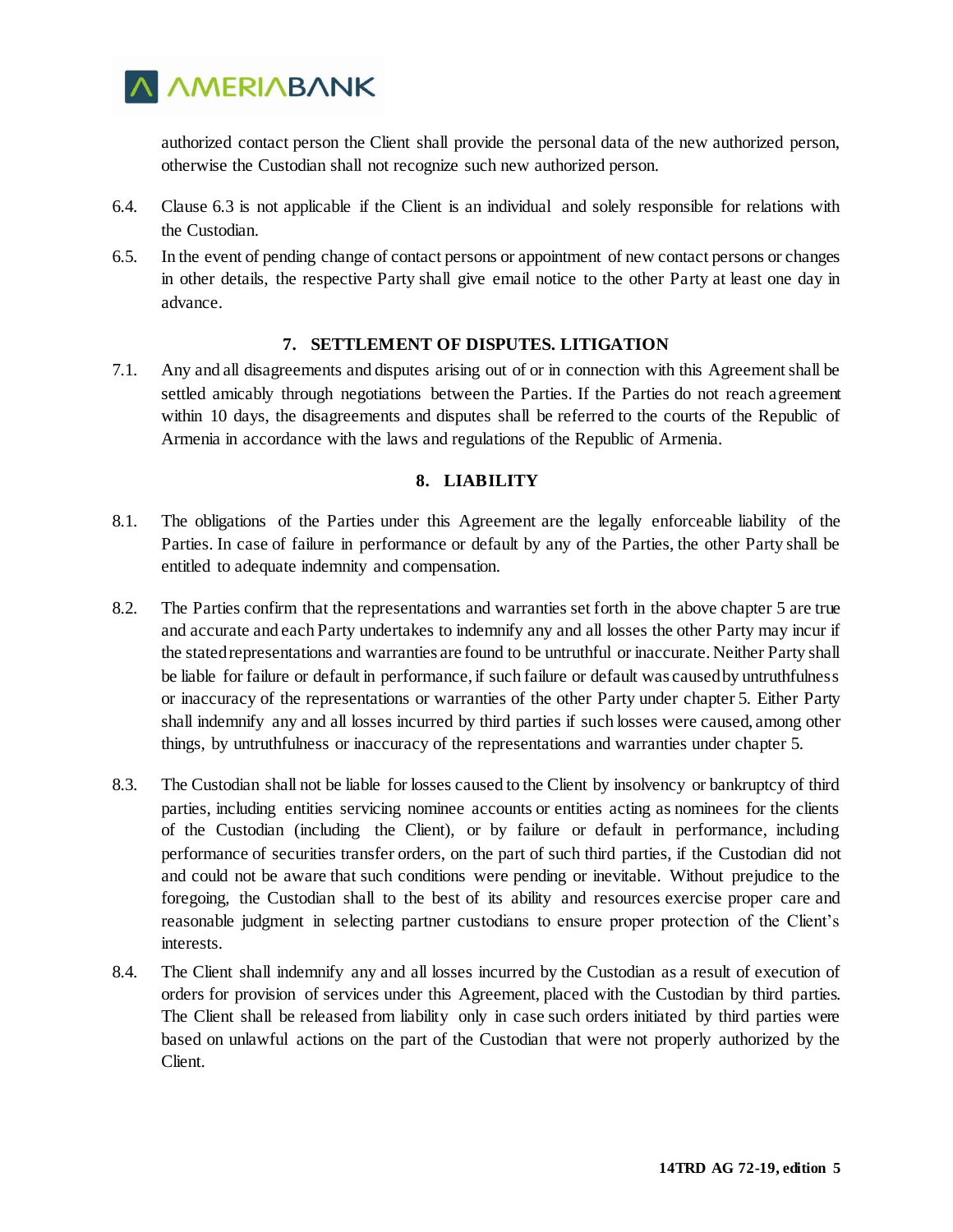authorized contact person the Client shall provide the personal data of the new authorized person, otherwise the Custodian shall not recognize such new authorized person.

6.4. Clause 6.3 is not applicable if the Client is an individual and solely responsible for relations with the Custodian.

6.5. In the event of pending change of contact persons or appointment of new contact persons or changes in other details, the respective Party shall give email notice to the other Party at least one day in advance.

## 7. SETTLEMENT OF DISPUTES. LITIGATION

7.1. Any and all disagreements and disputes arising out of or in connection with this Agreement shall be settled amicably through negotiations between the Parties. If the Parties do not reach agreement within 10 days, the disagreements and disputes shall be referred to the courts of the Republic of Armenia in accordance with the laws and regulations of the Republic of Armenia.

## 8. LIABILITY

8.1. The obligations of the Parties under this Agreement are the legally enforceable liability of the Parties. In case of failure in performance or default by any of the Parties, the other Party shall be entitled to adequate indemnity and compensation.

8.2. The Parties confirm that the representations and warranties set forth in the above chapter 5 are true and accurate and each Party undertakes to indemnify any and all losses the other Party may incur if the stated representations and warranties are found to be untruthful or inaccurate. Neither Party shall be liable for failure or default in performance, if such failure or default was caused by untruthfulness or inaccuracy of the representations or warranties of the other Party under chapter 5. Either Party shall indemnify any and all losses incurred by third parties if such losses were caused, among other things, by untruthfulness or inaccuracy of the representations and warranties under chapter 5.

8.3. The Custodian shall not be liable for losses caused to the Client by insolvency or bankruptcy of third parties, including entities servicing nominee accounts or entities acting as nominees for the clients of the Custodian (including the Client), or by failure or default in performance, including performance of securities transfer orders, on the part of such third parties, if the Custodian did not and could not be aware that such conditions were pending or inevitable. Without prejudice to the foregoing, the Custodian shall to the best of its ability and resources exercise proper care and reasonable judgment in selecting partner custodians to ensure proper protection of the Client's interests.

8.4. The Client shall indemnify any and all losses incurred by the Custodian as a result of execution of orders for provision of services under this Agreement, placed with the Custodian by third parties. The Client shall be released from liability only in case such orders initiated by third parties were based on unlawful actions on the part of the Custodian that were not properly authorized by the Client.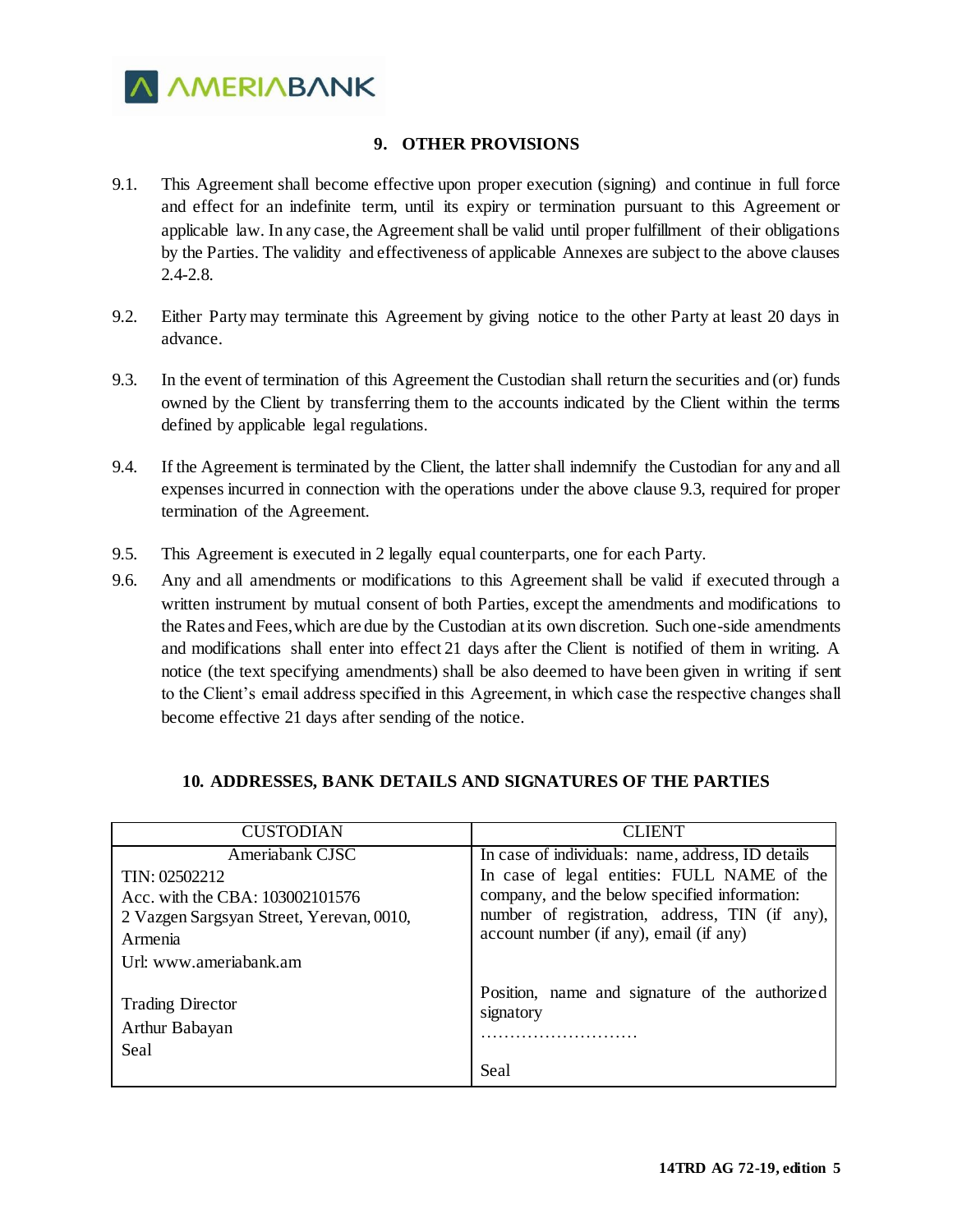## 9. OTHER PROVISIONS

9.1. This Agreement shall become effective upon proper execution (signing) and continue in full force and effect for an indefinite term, until its expiry or termination pursuant to this Agreement or applicable law. In any case, the Agreement shall be valid until proper fulfillment of their obligations by the Parties. The validity and effectiveness of applicable Annexes are subject to the above clauses 2.4-2.8.

9.2. Either Party may terminate this Agreement by giving notice to the other Party at least 20 days in advance.

9.3. In the event of termination of this Agreement the Custodian shall return the securities and (or) funds owned by the Client by transferring them to the accounts indicated by the Client within the terms defined by applicable legal regulations.

9.4. If the Agreement is terminated by the Client, the latter shall indemnify the Custodian for any and all expenses incurred in connection with the operations under the above clause 9.3, required for proper termination of the Agreement.

9.5. This Agreement is executed in 2 legally equal counterparts, one for each Party.

9.6. Any and all amendments or modifications to this Agreement shall be valid if executed through a written instrument by mutual consent of both Parties, except the amendments and modifications to the Rates and Fees, which are due by the Custodian at its own discretion. Such one-side amendments and modifications shall enter into effect 21 days after the Client is notified of them in writing. A notice (the text specifying amendments) shall be also deemed to have been given in writing if sent to the Client's email address specified in this Agreement, in which case the respective changes shall become effective 21 days after sending of the notice.

## 10. ADDRESSES, BANK DETAILS AND SIGNATURES OF THE PARTIES

| CUSTODIAN | CLIENT |
|---|---|
| Ameriabank CJSC<br>TIN: 02502212<br>Acc. with the CBA: 103002101576<br>2 Vazgen Sargsyan Street, Yerevan, 0010, Armenia<br>Url: www.ameriabank.am<br><br>Trading Director<br>Arthur Babayan<br>Seal | In case of individuals: name, address, ID details<br>In case of legal entities: FULL NAME of the company, and the below specified information: number of registration, address, TIN (if any), account number (if any), email (if any)<br><br>Position, name and signature of the authorized signatory<br>...........................<br><br>Seal |

14TRD AG 72-19, edition 5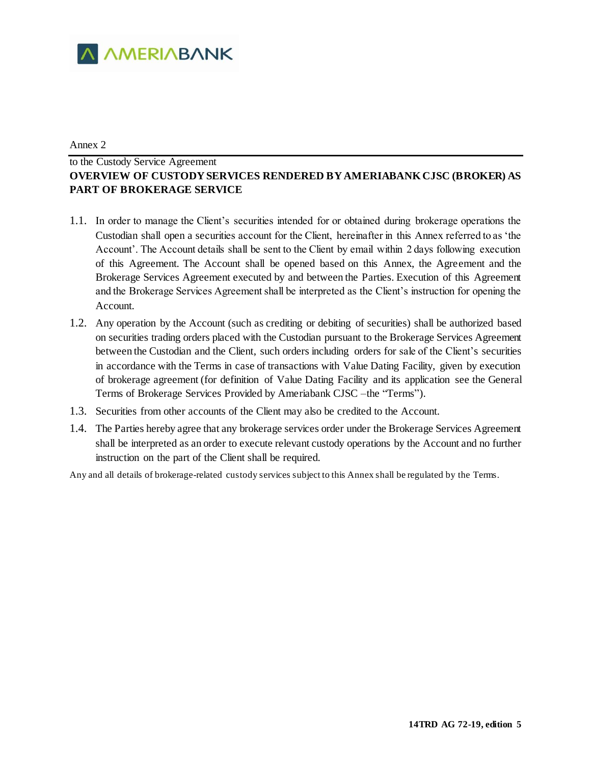Annex 2

to the Custody Service Agreement

**OVERVIEW OF CUSTODY SERVICES RENDERED BY AMERIABANK CJSC (BROKER) AS PART OF BROKERAGE SERVICE**

1.1. In order to manage the Client's securities intended for or obtained during brokerage operations the Custodian shall open a securities account for the Client, hereinafter in this Annex referred to as 'the Account'. The Account details shall be sent to the Client by email within 2 days following execution of this Agreement. The Account shall be opened based on this Annex, the Agreement and the Brokerage Services Agreement executed by and between the Parties. Execution of this Agreement and the Brokerage Services Agreement shall be interpreted as the Client's instruction for opening the Account.

1.2. Any operation by the Account (such as crediting or debiting of securities) shall be authorized based on securities trading orders placed with the Custodian pursuant to the Brokerage Services Agreement between the Custodian and the Client, such orders including orders for sale of the Client's securities in accordance with the Terms in case of transactions with Value Dating Facility, given by execution of brokerage agreement (for definition of Value Dating Facility and its application see the General Terms of Brokerage Services Provided by Ameriabank CJSC –the "Terms").

1.3. Securities from other accounts of the Client may also be credited to the Account.

1.4. The Parties hereby agree that any brokerage services order under the Brokerage Services Agreement shall be interpreted as an order to execute relevant custody operations by the Account and no further instruction on the part of the Client shall be required.

Any and all details of brokerage-related custody services subject to this Annex shall be regulated by the Terms.

**14TRD AG 72-19, edition 5**